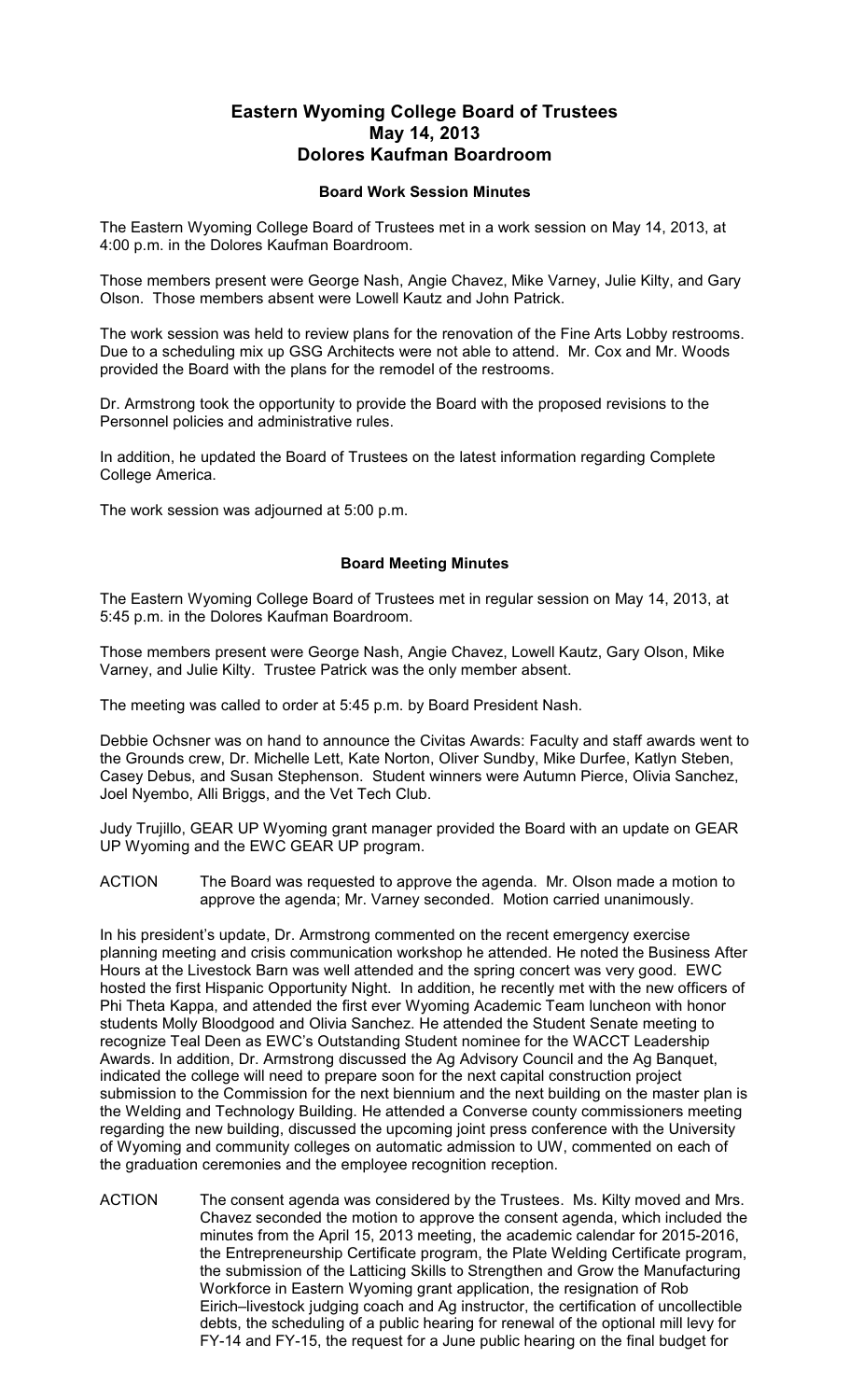# Eastern Wyoming College Board of Trustees
# May 14, 2013
# Dolores Kaufman Boardroom

### Board Work Session Minutes

The Eastern Wyoming College Board of Trustees met in a work session on May 14, 2013, at 4:00 p.m. in the Dolores Kaufman Boardroom.

Those members present were George Nash, Angie Chavez, Mike Varney, Julie Kilty, and Gary Olson. Those members absent were Lowell Kautz and John Patrick.

The work session was held to review plans for the renovation of the Fine Arts Lobby restrooms. Due to a scheduling mix up GSG Architects were not able to attend. Mr. Cox and Mr. Woods provided the Board with the plans for the remodel of the restrooms.

Dr. Armstrong took the opportunity to provide the Board with the proposed revisions to the Personnel policies and administrative rules.

In addition, he updated the Board of Trustees on the latest information regarding Complete College America.

The work session was adjourned at 5:00 p.m.

### Board Meeting Minutes

The Eastern Wyoming College Board of Trustees met in regular session on May 14, 2013, at 5:45 p.m. in the Dolores Kaufman Boardroom.

Those members present were George Nash, Angie Chavez, Lowell Kautz, Gary Olson, Mike Varney, and Julie Kilty. Trustee Patrick was the only member absent.

The meeting was called to order at 5:45 p.m. by Board President Nash.

Debbie Ochsner was on hand to announce the Civitas Awards: Faculty and staff awards went to the Grounds crew, Dr. Michelle Lett, Kate Norton, Oliver Sundby, Mike Durfee, Katlyn Steben, Casey Debus, and Susan Stephenson. Student winners were Autumn Pierce, Olivia Sanchez, Joel Nyembo, Alli Briggs, and the Vet Tech Club.

Judy Trujillo, GEAR UP Wyoming grant manager provided the Board with an update on GEAR UP Wyoming and the EWC GEAR UP program.

ACTION The Board was requested to approve the agenda. Mr. Olson made a motion to approve the agenda; Mr. Varney seconded. Motion carried unanimously.

In his president's update, Dr. Armstrong commented on the recent emergency exercise planning meeting and crisis communication workshop he attended. He noted the Business After Hours at the Livestock Barn was well attended and the spring concert was very good. EWC hosted the first Hispanic Opportunity Night. In addition, he recently met with the new officers of Phi Theta Kappa, and attended the first ever Wyoming Academic Team luncheon with honor students Molly Bloodgood and Olivia Sanchez. He attended the Student Senate meeting to recognize Teal Deen as EWC's Outstanding Student nominee for the WACCT Leadership Awards. In addition, Dr. Armstrong discussed the Ag Advisory Council and the Ag Banquet, indicated the college will need to prepare soon for the next capital construction project submission to the Commission for the next biennium and the next building on the master plan is the Welding and Technology Building. He attended a Converse county commissioners meeting regarding the new building, discussed the upcoming joint press conference with the University of Wyoming and community colleges on automatic admission to UW, commented on each of the graduation ceremonies and the employee recognition reception.

ACTION The consent agenda was considered by the Trustees. Ms. Kilty moved and Mrs. Chavez seconded the motion to approve the consent agenda, which included the minutes from the April 15, 2013 meeting, the academic calendar for 2015-2016, the Entrepreneurship Certificate program, the Plate Welding Certificate program, the submission of the Latticing Skills to Strengthen and Grow the Manufacturing Workforce in Eastern Wyoming grant application, the resignation of Rob Eirich–livestock judging coach and Ag instructor, the certification of uncollectible debts, the scheduling of a public hearing for renewal of the optional mill levy for FY-14 and FY-15, the request for a June public hearing on the final budget for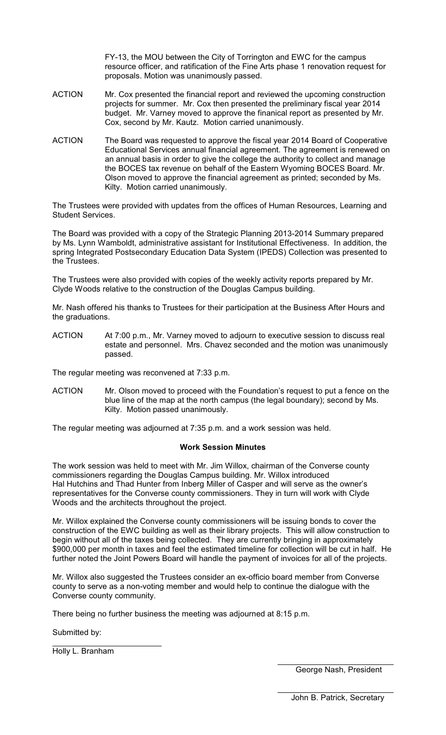FY-13, the MOU between the City of Torrington and EWC for the campus resource officer, and ratification of the Fine Arts phase 1 renovation request for proposals. Motion was unanimously passed.

ACTION Mr. Cox presented the financial report and reviewed the upcoming construction projects for summer. Mr. Cox then presented the preliminary fiscal year 2014 budget. Mr. Varney moved to approve the finanical report as presented by Mr. Cox, second by Mr. Kautz. Motion carried unanimously.

ACTION The Board was requested to approve the fiscal year 2014 Board of Cooperative Educational Services annual financial agreement. The agreement is renewed on an annual basis in order to give the college the authority to collect and manage the BOCES tax revenue on behalf of the Eastern Wyoming BOCES Board. Mr. Olson moved to approve the financial agreement as printed; seconded by Ms. Kilty. Motion carried unanimously.

The Trustees were provided with updates from the offices of Human Resources, Learning and Student Services.

The Board was provided with a copy of the Strategic Planning 2013-2014 Summary prepared by Ms. Lynn Wamboldt, administrative assistant for Institutional Effectiveness. In addition, the spring Integrated Postsecondary Education Data System (IPEDS) Collection was presented to the Trustees.

The Trustees were also provided with copies of the weekly activity reports prepared by Mr. Clyde Woods relative to the construction of the Douglas Campus building.

Mr. Nash offered his thanks to Trustees for their participation at the Business After Hours and the graduations.

ACTION At 7:00 p.m., Mr. Varney moved to adjourn to executive session to discuss real estate and personnel. Mrs. Chavez seconded and the motion was unanimously passed.

The regular meeting was reconvened at 7:33 p.m.

ACTION Mr. Olson moved to proceed with the Foundation's request to put a fence on the blue line of the map at the north campus (the legal boundary); second by Ms. Kilty. Motion passed unanimously.

The regular meeting was adjourned at 7:35 p.m. and a work session was held.

**Work Session Minutes**

The work session was held to meet with Mr. Jim Willox, chairman of the Converse county commissioners regarding the Douglas Campus building. Mr. Willox introduced Hal Hutchins and Thad Hunter from Inberg Miller of Casper and will serve as the owner's representatives for the Converse county commissioners. They in turn will work with Clyde Woods and the architects throughout the project.

Mr. Willox explained the Converse county commissioners will be issuing bonds to cover the construction of the EWC building as well as their library projects. This will allow construction to begin without all of the taxes being collected. They are currently bringing in approximately $900,000 per month in taxes and feel the estimated timeline for collection will be cut in half. He further noted the Joint Powers Board will handle the payment of invoices for all of the projects.

Mr. Willox also suggested the Trustees consider an ex-officio board member from Converse county to serve as a non-voting member and would help to continue the dialogue with the Converse county community.

There being no further business the meeting was adjourned at 8:15 p.m.

Submitted by:

Holly L. Branham

George Nash, President

John B. Patrick, Secretary